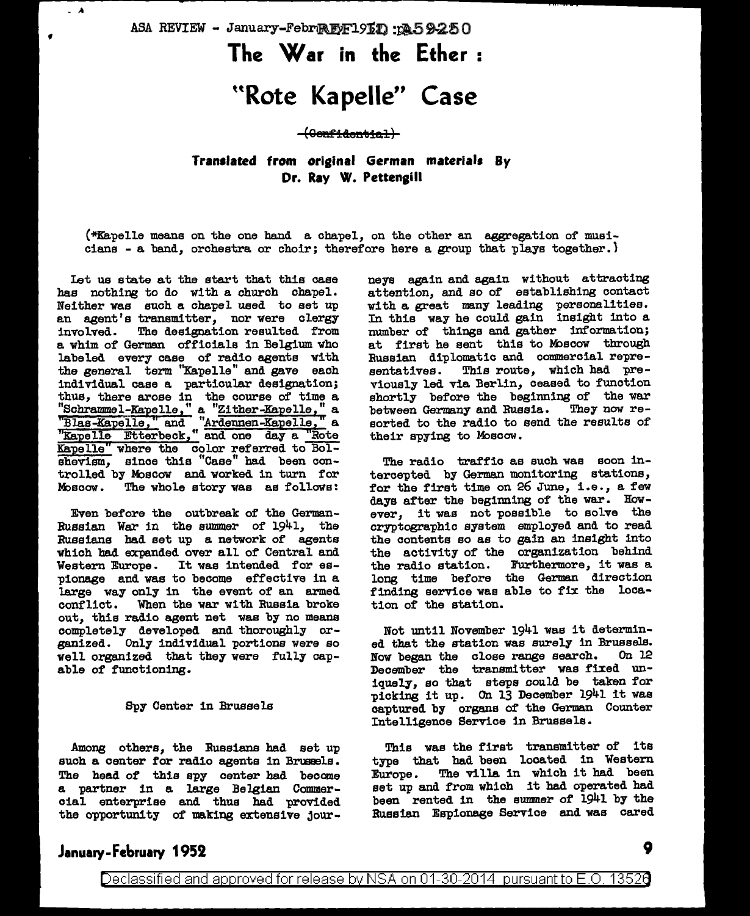# The War in the Ether :

# "Rote Kapelle" Case

~~(Confidential)~~

**Translated from original German materials By Dr. Ray W. Pettengill**

(*Kapelle means on the one hand a chapel, on the other an aggregation of musicians - a band, orchestra or choir; therefore here a group that plays together.)

Let us state at the start that this case has nothing to do with a church chapel. Neither was such a chapel used to set up an agent's transmitter, nor were clergy involved. The designation resulted from a whim of German officials in Belgium who labeled every case of radio agents with the general term "Kapelle" and gave each individual case a particular designation; thus, there arose in the course of time a "Schrammel-Kapelle," a "Zither-Kapelle," a "Blas-Kapelle," and "Ardennen-Kapelle," a "Kapelle Etterbeck," and one day a "Rote Kapelle" where the color referred to Bolshevism, since this "Case" had been controlled by Moscow and worked in turn for Moscow. The whole story was as follows:

Even before the outbreak of the German-Russian War in the summer of 1941, the Russians had set up a network of agents which had expanded over all of Central and Western Europe. It was intended for espionage and was to become effective in a large way only in the event of an armed conflict. When the war with Russia broke out, this radio agent net was by no means completely developed and thoroughly organized. Only individual portions were so well organized that they were fully capable of functioning.

## Spy Center in Brussels

Among others, the Russians had set up such a center for radio agents in Brussels. The head of this spy center had become a partner in a large Belgian Commercial enterprise and thus had provided the opportunity of making extensive journeys again and again without attracting attention, and so of establishing contact with a great many leading personalities. In this way he could gain insight into a number of things and gather information; at first he sent this to Moscow through Russian diplomatic and commercial representatives. This route, which had previously led via Berlin, ceased to function shortly before the beginning of the war between Germany and Russia. They now resorted to the radio to send the results of their spying to Moscow.

The radio traffic as such was soon intercepted by German monitoring stations, for the first time on 26 June, i.e., a few days after the beginning of the war. However, it was not possible to solve the cryptographic system employed and to read the contents so as to gain an insight into the activity of the organization behind the radio station. Furthermore, it was a long time before the German direction finding service was able to fix the location of the station.

Not until November 1941 was it determined that the station was surely in Brussels. Now began the close range search. On 12 December the transmitter was fixed uniquely, so that steps could be taken for picking it up. On 13 December 1941 it was captured by organs of the German Counter Intelligence Service in Brussels.

This was the first transmitter of its type that had been located in Western Europe. The villa in which it had been set up and from which it had operated had been rented in the summer of 1941 by the Russian Espionage Service and was cared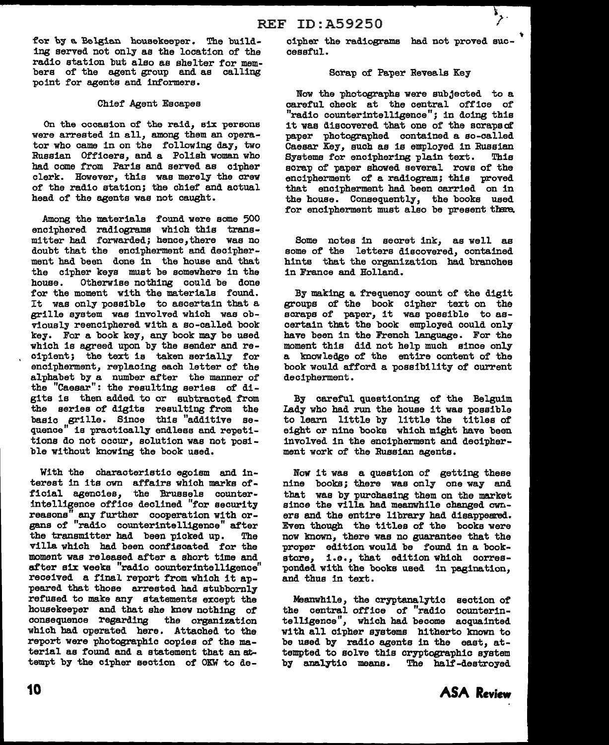for by a Belgian housekeeper. The building served not only as the location of the radio station but also as shelter for members of the agent group and as calling point for agents and informers.

### Chief Agent Escapes

On the occasion of the raid, six persons were arrested in all, among them an operator who came in on the following day, two Russian Officers, and a Polish woman who had come from Paris and served as cipher clerk. However, this was merely the crew of the radio station; the chief and actual head of the agents was not caught.

Among the materials found were some 500 enciphered radiograms which this transmitter had forwarded; hence, there was no doubt that the encipherment and decipherment had been done in the house and that the cipher keys must be somewhere in the house. Otherwise nothing could be done for the moment with the materials found. It was only possible to ascertain that a grille system was involved which was obviously reenciphered with a so-called book key. For a book key, any book may be used which is agreed upon by the sender and recipient; the text is taken serially for encipherment, replacing each letter of the alphabet by a number after the manner of the "Caesar": the resulting series of digits is then added to or subtracted from the series of digits resulting from the basic grille. Since this "additive sequence" is practically endless and repetitions do not occur, solution was not posible without knowing the book used.

With the characteristic egoism and interest in its own affairs which marks official agencies, the Brussels counterintelligence office declined "for security reasons" any further cooperation with organs of "radio counterintelligence" after the transmitter had been picked up. The villa which had been confiscated for the moment was released after a short time and after six weeks "radio counterintelligence" received a final report from which it appeared that those arrested had stubbornly refused to make any statements except the housekeeper and that she knew nothing of consequence regarding the organization which had operated here. Attached to the report were photographic copies of the material as found and a statement that an attempt by the cipher section of OKW to decipher the radiograms had not proved successful.

### Scrap of Paper Reveals Key

Now the photographs were subjected to a careful check at the central office of "radio counterintelligence"; in doing this it was discovered that one of the scraps of paper photographed contained a so-called Caesar Key, such as is employed in Russian Systems for enciphering plain text. This scrap of paper showed several rows of the encipherment of a radiogram; this proved that encipherment had been carried on in the house. Consequently, the books used for encipherment must also be present there.

Some notes in secret ink, as well as some of the letters discovered, contained hints that the organization had branches in France and Holland.

By making a frequency count of the digit groups of the book cipher text on the scraps of paper, it was possible to ascertain that the book employed could only have been in the French language. For the moment this did not help much since only a knowledge of the entire content of the book would afford a possibility of current decipherment.

By careful questioning of the Belguim Lady who had run the house it was possible to learn little by little the titles of eight or nine books which might have been involved in the encipherment and decipherment work of the Russian agents.

Now it was a question of getting these nine books; there was only one way and that was by purchasing them on the market since the villa had meanwhile changed owners and the entire library had disappeared. Even though the titles of the books were now known, there was no guarantee that the proper edition would be found in a bookstore, i.e., that edition which corresponded with the books used in pagination, and thus in text.

Meanwhile, the cryptanalytic section of the central office of "radio counterintelligence", which had become acquainted with all cipher systems hitherto known to be used by radio agents in the east, attempted to solve this cryptographic system by analytic means. The half-destroyed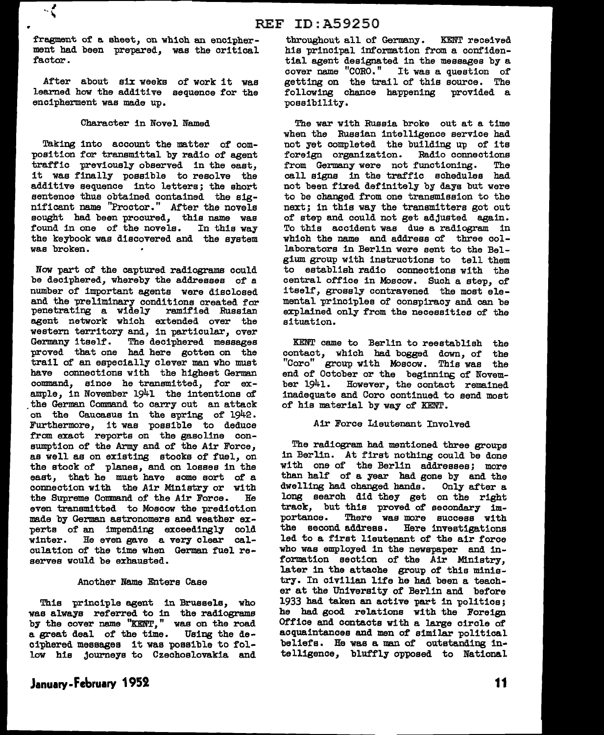fragment of a sheet, on which an encipherment had been prepared, was the critical factor.

After about six weeks of work it was learned how the additive sequence for the encipherment was made up.

### Character in Novel Named

Taking into account the matter of composition for transmittal by radio of agent traffic previously observed in the east, it was finally possible to resolve the additive sequence into letters; the short sentence thus obtained contained the significant name "Proctor." After the novels sought had been procured, this name was found in one of the novels. In this way the keybook was discovered and the system was broken.

Now part of the captured radiograms could be deciphered, whereby the addresses of a number of important agents were disclosed and the preliminary conditions created for penetrating a widely ramified Russian agent network which extended over the western territory and, in particular, over Germany itself. The deciphered messages proved that one had here gotten on the trail of an especially clever man who must have connections with the highest German command, since he transmitted, for example, in November 1941 the intentions of the German Command to carry out an attack on the Caucasus in the spring of 1942. Furthermore, it was possible to deduce from exact reports on the gasoline consumption of the Army and of the Air Force, as well as on existing stocks of fuel, on the stock of planes, and on losses in the east, that he must have some sort of a connection with the Air Ministry or with the Supreme Command of the Air Force. He even transmitted to Moscow the prediction made by German astronomers and weather experts of an impending exceedingly cold winter. He even gave a very clear calculation of the time when German fuel reserves would be exhausted.

### Another Name Enters Case

This principle agent in Brussels, who was always referred to in the radiograms by the cover name "KENT," was on the road a great deal of the time. Using the deciphered messages it was possible to follow his journeys to Czechoslovakia and throughout all of Germany. KENT received his principal information from a confidential agent designated in the messages by a cover name "CORO." It was a question of getting on the trail of this source. The following chance happening provided a possibility.

The war with Russia broke out at a time when the Russian intelligence service had not yet completed the building up of its foreign organization. Radio connections from Germany were not functioning. The call signs in the traffic schedules had not been fixed definitely by days but were to be changed from one transmission to the next; in this way the transmitters got out of step and could not get adjusted again. To this accident was due a radiogram in which the name and address of three collaborators in Berlin were sent to the Belgium group with instructions to tell them to establish radio connections with the central office in Moscow. Such a step, of itself, grossly contravened the most elemental principles of conspiracy and can be explained only from the necessities of the situation.

KENT came to Berlin to reestablish the contact, which had bogged down, of the "Coro" group with Moscow. This was the end of October or the beginning of November 1941. However, the contact remained inadequate and Coro continued to send most of his material by way of KENT.

### Air Force Lieutenant Involved

The radiogram had mentioned three groups in Berlin. At first nothing could be done with one of the Berlin addresses; more than half of a year had gone by and the dwelling had changed hands. Only after a long search did they get on the right track, but this proved of secondary importance. There was more success with the second address. Here investigations led to a first lieutenant of the air force who was employed in the newspaper and information section of the Air Ministry, later in the attache group of this ministry. In civilian life he had been a teacher at the University of Berlin and before 1933 had taken an active part in politics; he had good relations with the Foreign Office and contacts with a large circle of acquaintances and men of similar political beliefs. He was a man of outstanding intelligence, bluffly opposed to National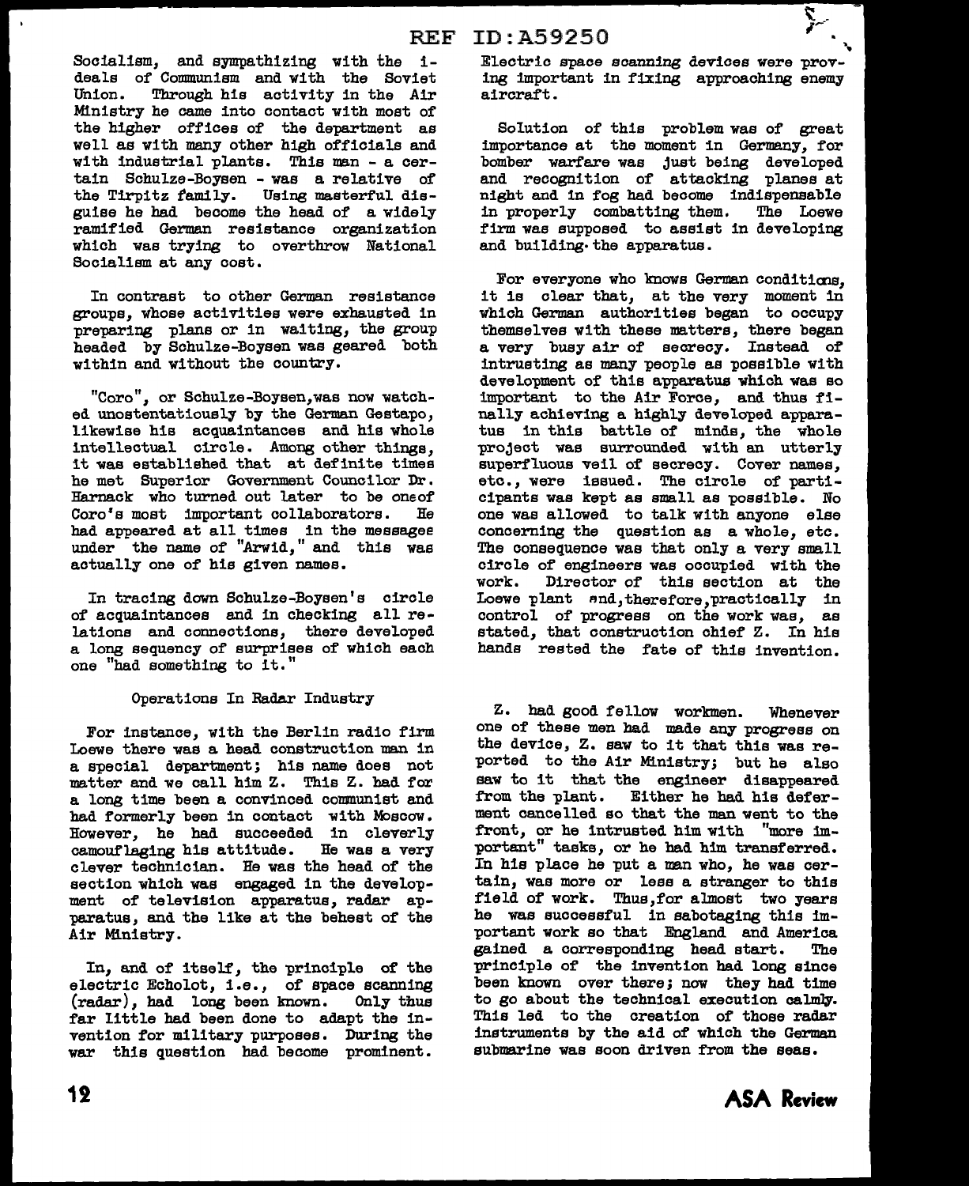Socialism, and sympathizing with the ideals of Communism and with the Soviet Union. Through his activity in the Air Ministry he came into contact with most of the higher offices of the department as well as with many other high officials and with industrial plants. This man - a certain Schulze-Boysen - was a relative of the Tirpitz family. Using masterful disguise he had become the head of a widely ramified German resistance organization which was trying to overthrow National Socialism at any cost.

In contrast to other German resistance groups, whose activities were exhausted in preparing plans or in waiting, the group headed by Schulze-Boysen was geared both within and without the country.

"Coro", or Schulze-Boysen, was now watched unostentatiously by the German Gestapo, likewise his acquaintances and his whole intellectual circle. Among other things, it was established that at definite times he met Superior Government Councilor Dr. Harnack who turned out later to be oneof Coro's most important collaborators. He had appeared at all times in the messages under the name of "Arwid," and this was actually one of his given names.

In tracing down Schulze-Boysen's circle of acquaintances and in checking all relations and connections, there developed a long sequency of surprises of which each one "had something to it."

### Operations In Radar Industry

For instance, with the Berlin radio firm Loewe there was a head construction man in a special department; his name does not matter and we call him Z. This Z. had for a long time been a convinced communist and had formerly been in contact with Moscow. However, he had succeeded in cleverly camouflaging his attitude. He was a very clever technician. He was the head of the section which was engaged in the development of television apparatus, radar apparatus, and the like at the behest of the Air Ministry.

In, and of itself, the principle of the electric Echolot, i.e., of space scanning (radar), had long been known. Only thus far little had been done to adapt the invention for military purposes. During the war this question had become prominent. Electric space scanning devices were proving important in fixing approaching enemy aircraft.

Solution of this problem was of great importance at the moment in Germany, for bomber warfare was just being developed and recognition of attacking planes at night and in fog had become indispensable in properly combatting them. The Loewe firm was supposed to assist in developing and building the apparatus.

For everyone who knows German conditions, it is clear that, at the very moment in which German authorities began to occupy themselves with these matters, there began a very busy air of secrecy. Instead of intrusting as many people as possible with development of this apparatus which was so important to the Air Force, and thus finally achieving a highly developed apparatus in this battle of minds, the whole project was surrounded with an utterly superfluous veil of secrecy. Cover names, etc., were issued. The circle of participants was kept as small as possible. No one was allowed to talk with anyone else concerning the question as a whole, etc. The consequence was that only a very small circle of engineers was occupied with the work. Director of this section at the Loewe plant and, therefore, practically in control of progress on the work was, as stated, that construction chief Z. In his hands rested the fate of this invention.

Z. had good fellow workmen. Whenever one of these men had made any progress on the device, Z. saw to it that this was reported to the Air Ministry; but he also saw to it that the engineer disappeared from the plant. Either he had his deferment cancelled so that the man went to the front, or he intrusted him with "more important" tasks, or he had him transferred. In his place he put a man who, he was certain, was more or less a stranger to this field of work. Thus, for almost two years he was successful in sabotaging this important work so that England and America gained a corresponding head start. The principle of the invention had long since been known over there; now they had time to go about the technical execution calmly. This led to the creation of those radar instruments by the aid of which the German submarine was soon driven from the seas.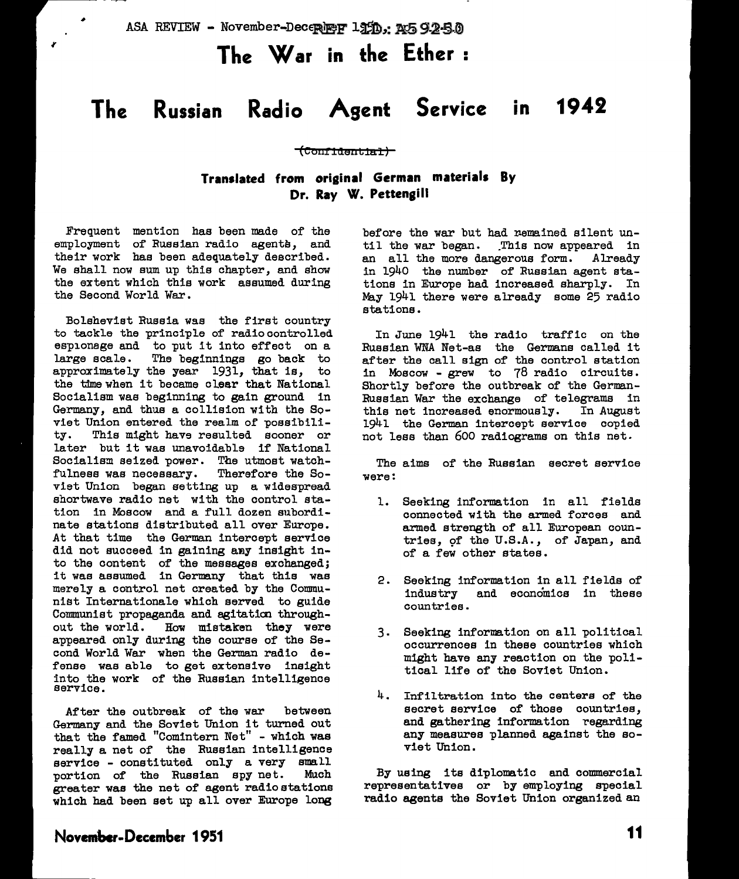# The War in the Ether :

# The Russian Radio Agent Service in 1942

~~(Confidential)~~

**Translated from original German materials By Dr. Ray W. Pettengill**

Frequent mention has been made of the employment of Russian radio agents, and their work has been adequately described. We shall now sum up this chapter, and show the extent which this work assumed during the Second World War.

Bolshevist Russia was the first country to tackle the principle of radio controlled espionage and to put it into effect on a large scale. The beginnings go back to approximately the year 1931, that is, to the time when it became clear that National Socialism was beginning to gain ground in Germany, and thus a collision with the Soviet Union entered the realm of possibility. This might have resulted sooner or later but it was unavoidable if National Socialism seized power. The utmost watchfulness was necessary. Therefore the Soviet Union began setting up a widespread shortwave radio net with the control station in Moscow and a full dozen subordinate stations distributed all over Europe. At that time the German intercept service did not succeed in gaining any insight into the content of the messages exchanged; it was assumed in Germany that this was merely a control net created by the Communist Internationale which served to guide Communist propaganda and agitation throughout the world. How mistaken they were appeared only during the course of the Second World War when the German radio defense was able to get extensive insight into the work of the Russian intelligence service.

After the outbreak of the war between Germany and the Soviet Union it turned out that the famed "Comintern Net" - which was really a net of the Russian intelligence service - constituted only a very small portion of the Russian spy net. Much greater was the net of agent radio stations which had been set up all over Europe long before the war but had remained silent until the war began. This now appeared in an all the more dangerous form. Already in 1940 the number of Russian agent stations in Europe had increased sharply. In May 1941 there were already some 25 radio stations.

In June 1941 the radio traffic on the Russian WNA Net-as the Germans called it after the call sign of the control station in Moscow - grew to 78 radio circuits. Shortly before the outbreak of the German-Russian War the exchange of telegrams in this net increased enormously. In August 1941 the German intercept service copied not less than 600 radiograms on this net.

The aims of the Russian secret service were:

1. Seeking information in all fields connected with the armed forces and armed strength of all European countries, of the U.S.A., of Japan, and of a few other states.

2. Seeking information in all fields of industry and economics in these countries.

3. Seeking information on all political occurrences in these countries which might have any reaction on the political life of the Soviet Union.

4. Infiltration into the centers of the secret service of those countries, and gathering information regarding any measures planned against the soviet Union.

By using its diplomatic and commercial representatives or by employing special radio agents the Soviet Union organized an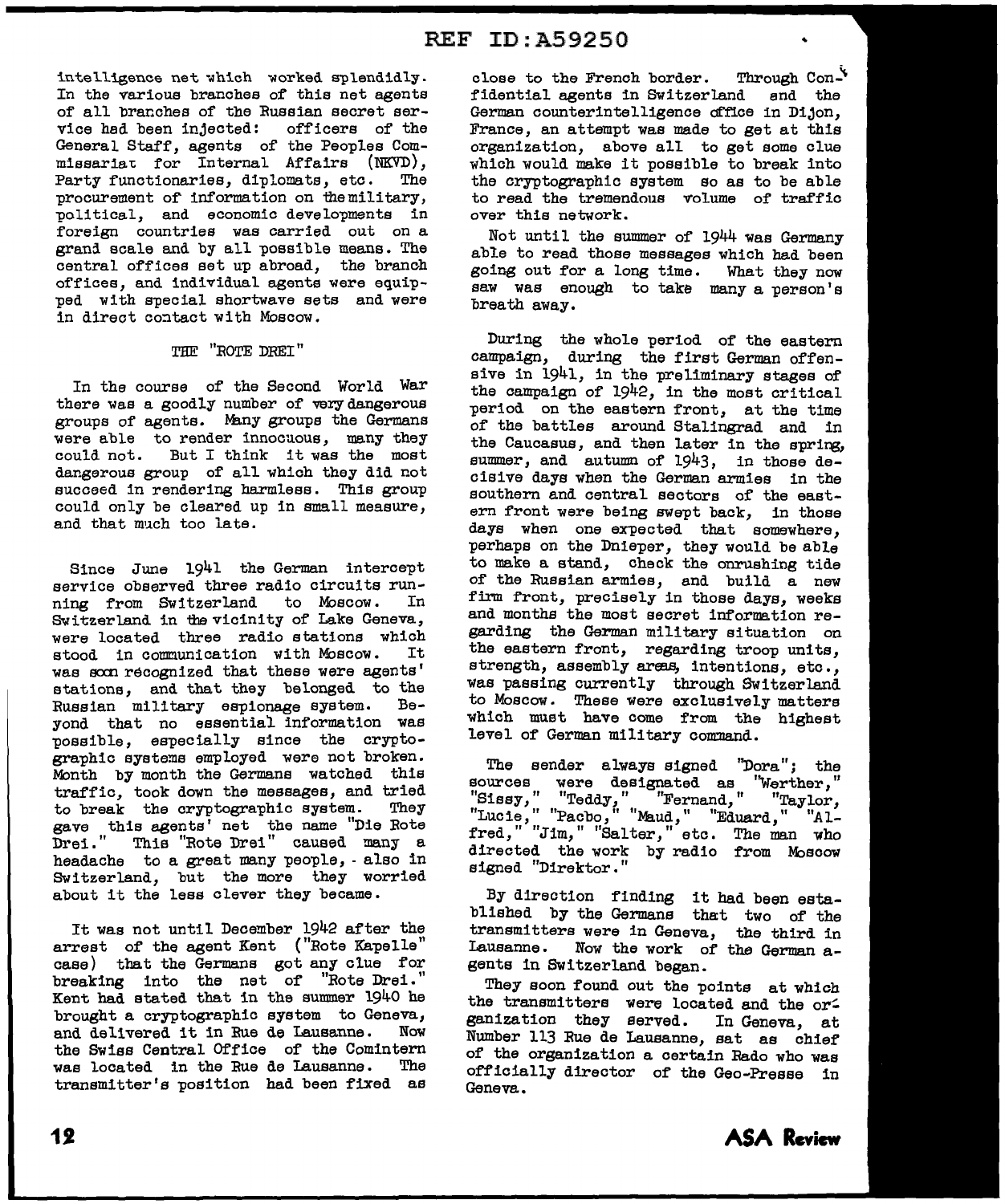intelligence net which worked splendidly. In the various branches of this net agents of all branches of the Russian secret service had been injected: officers of the General Staff, agents of the Peoples Commissariat for Internal Affairs (NKVD), Party functionaries, diplomats, etc. The procurement of information on the military, political, and economic developments in foreign countries was carried out on a grand scale and by all possible means. The central offices set up abroad, the branch offices, and individual agents were equipped with special shortwave sets and were in direct contact with Moscow.

## THE "ROTE DREI"

In the course of the Second World War there was a goodly number of very dangerous groups of agents. Many groups the Germans were able to render innocuous, many they could not. But I think it was the most dangerous group of all which they did not succeed in rendering harmless. This group could only be cleared up in small measure, and that much too late.

Since June 1941 the German intercept service observed three radio circuits running from Switzerland to Moscow. In Switzerland in the vicinity of Lake Geneva, were located three radio stations which stood in communication with Moscow. It was soon recognized that these were agents' stations, and that they belonged to the Russian military espionage system. Beyond that no essential information was possible, especially since the cryptographic systems employed were not broken. Month by month the Germans watched this traffic, took down the messages, and tried to break the cryptographic system. They gave this agents' net the name "Die Rote Drei." This "Rote Drei" caused many a headache to a great many people, - also in Switzerland, but the more they worried about it the less clever they became.

It was not until December 1942 after the arrest of the agent Kent ("Rote Kapelle" case) that the Germans got any clue for breaking into the net of "Rote Drei." Kent had stated that in the summer 1940 he brought a cryptographic system to Geneva, and delivered it in Rue de Lausanne. Now the Swiss Central Office of the Comintern was located in the Rue de Lausanne. The transmitter's position had been fixed as close to the French border. Through Confidential agents in Switzerland and the German counterintelligence office in Dijon, France, an attempt was made to get at this organization, above all to get some clue which would make it possible to break into the cryptographic system so as to be able to read the tremendous volume of traffic over this network.

Not until the summer of 1944 was Germany able to read those messages which had been going out for a long time. What they now saw was enough to take many a person's breath away.

During the whole period of the eastern campaign, during the first German offensive in 1941, in the preliminary stages of the campaign of 1942, in the most critical period on the eastern front, at the time of the battles around Stalingrad and in the Caucasus, and then later in the spring, summer, and autumn of 1943, in those decisive days when the German armies in the southern and central sectors of the eastern front were being swept back, in those days when one expected that somewhere, perhaps on the Dnieper, they would be able to make a stand, check the onrushing tide of the Russian armies, and build a new firm front, precisely in those days, weeks and months the most secret information regarding the German military situation on the eastern front, regarding troop units, strength, assembly areas, intentions, etc., was passing currently through Switzerland to Moscow. These were exclusively matters which must have come from the highest level of German military command.

The sender always signed "Dora"; the sources were designated as "Werther," "Sissy," "Teddy," "Fernand," "Taylor," "Lucie," "Pacbo," "Maud," "Eduard," "Alfred," "Jim," "Salter," etc. The man who directed the work by radio from Moscow signed "Direktor."

By direction finding it had been established by the Germans that two of the transmitters were in Geneva, the third in Lausanne. Now the work of the German agents in Switzerland began.

They soon found out the points at which the transmitters were located and the organization they served. In Geneva, at Number 113 Rue de Lausanne, sat as chief of the organization a certain Rado who was officially director of the Geo-Presse in Geneva.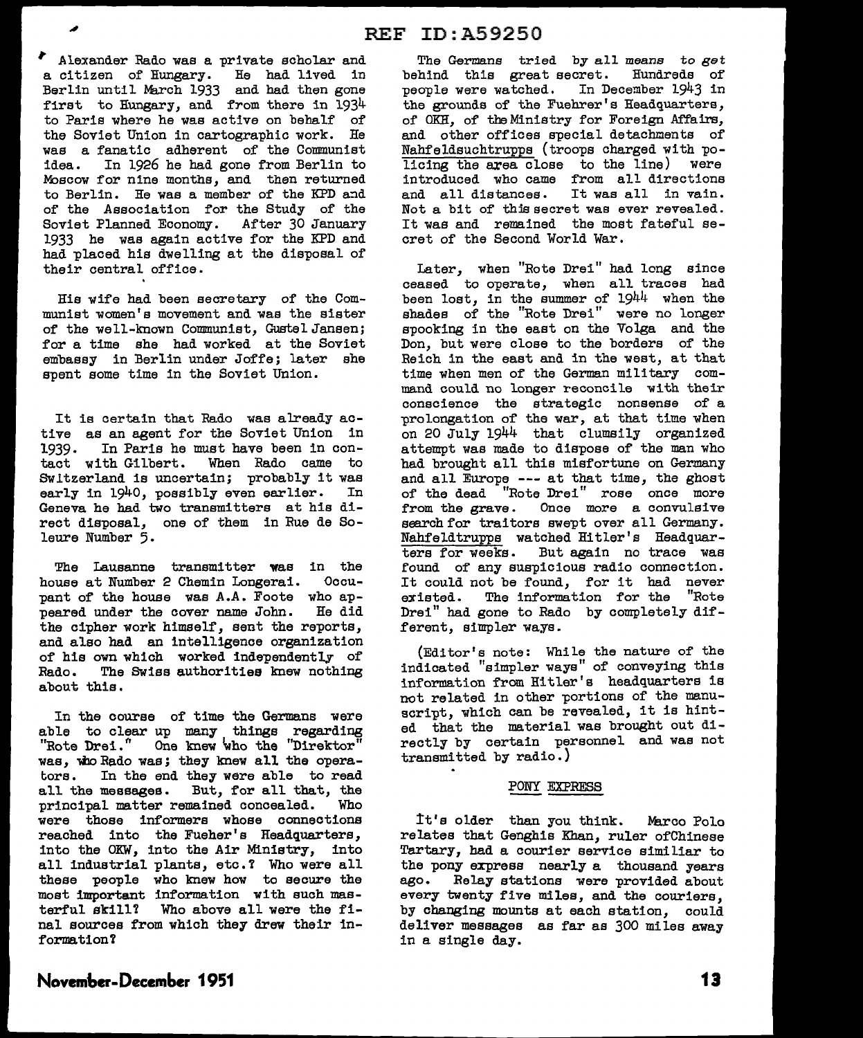Alexander Rado was a private scholar and a citizen of Hungary. He had lived in Berlin until March 1933 and had then gone first to Hungary, and from there in 1934 to Paris where he was active on behalf of the Soviet Union in cartographic work. He was a fanatic adherent of the Communist idea. In 1926 he had gone from Berlin to Moscow for nine months, and then returned to Berlin. He was a member of the KPD and of the Association for the Study of the Soviet Planned Economy. After 30 January 1933 he was again active for the KPD and had placed his dwelling at the disposal of their central office.

His wife had been secretary of the Communist women's movement and was the sister of the well-known Communist, Gustel Jansen; for a time she had worked at the Soviet embassy in Berlin under Joffe; later she spent some time in the Soviet Union.

It is certain that Rado was already active as an agent for the Soviet Union in 1939. In Paris he must have been in contact with Gilbert. When Rado came to Switzerland is uncertain; probably it was early in 1940, possibly even earlier. In Geneva he had two transmitters at his direct disposal, one of them in Rue de Soleure Number 5.

The Lausanne transmitter was in the house at Number 2 Chemin Longerai. Occupant of the house was A.A. Foote who appeared under the cover name John. He did the cipher work himself, sent the reports, and also had an intelligence organization of his own which worked independently of Rado. The Swiss authorities knew nothing about this.

In the course of time the Germans were able to clear up many things regarding "Rote Drei." One knew who the "Direktor" was, who Rado was; they knew all the operators. In the end they were able to read all the messages. But, for all that, the principal matter remained concealed. Who were those informers whose connections reached into the Fueher's Headquarters, into the OKW, into the Air Ministry, into all industrial plants, etc.? Who were all these people who knew how to secure the most important information with such masterful skill? Who above all were the final sources from which they drew their information?

The Germans tried by all means to get behind this great secret. Hundreds of people were watched. In December 1943 in the grounds of the Fuehrer's Headquarters, of OKH, of the Ministry for Foreign Affairs, and other offices special detachments of Nahfeldsuchtrupps (troops charged with policing the area close to the line) were introduced who came from all directions and all distances. It was all in vain. Not a bit of this secret was ever revealed. It was and remained the most fateful secret of the Second World War.

Later, when "Rote Drei" had long since ceased to operate, when all traces had been lost, in the summer of 1944 when the shades of the "Rote Drei" were no longer spooking in the east on the Volga and the Don, but were close to the borders of the Reich in the east and in the west, at that time when men of the German military command could no longer reconcile with their conscience the strategic nonsense of a prolongation of the war, at that time when on 20 July 1944 that clumsily organized attempt was made to dispose of the man who had brought all this misfortune on Germany and all Europe --- at that time, the ghost of the dead "Rote Drei" rose once more from the grave. Once more a convulsive search for traitors swept over all Germany. Nahfeldtrupps watched Hitler's Headquarters for weeks. But again no trace was found of any suspicious radio connection. It could not be found, for it had never existed. The information for the "Rote Drei" had gone to Rado by completely different, simpler ways.

(Editor's note: While the nature of the indicated "simpler ways" of conveying this information from Hitler's headquarters is not related in other portions of the manuscript, which can be revealed, it is hinted that the material was brought out directly by certain personnel and was not transmitted by radio.)

## PONY EXPRESS

It's older than you think. Marco Polo relates that Genghis Khan, ruler ofChinese Tartary, had a courier service similiar to the pony express nearly a thousand years ago. Relay stations were provided about every twenty five miles, and the couriers, by changing mounts at each station, could deliver messages as far as 300 miles away in a single day.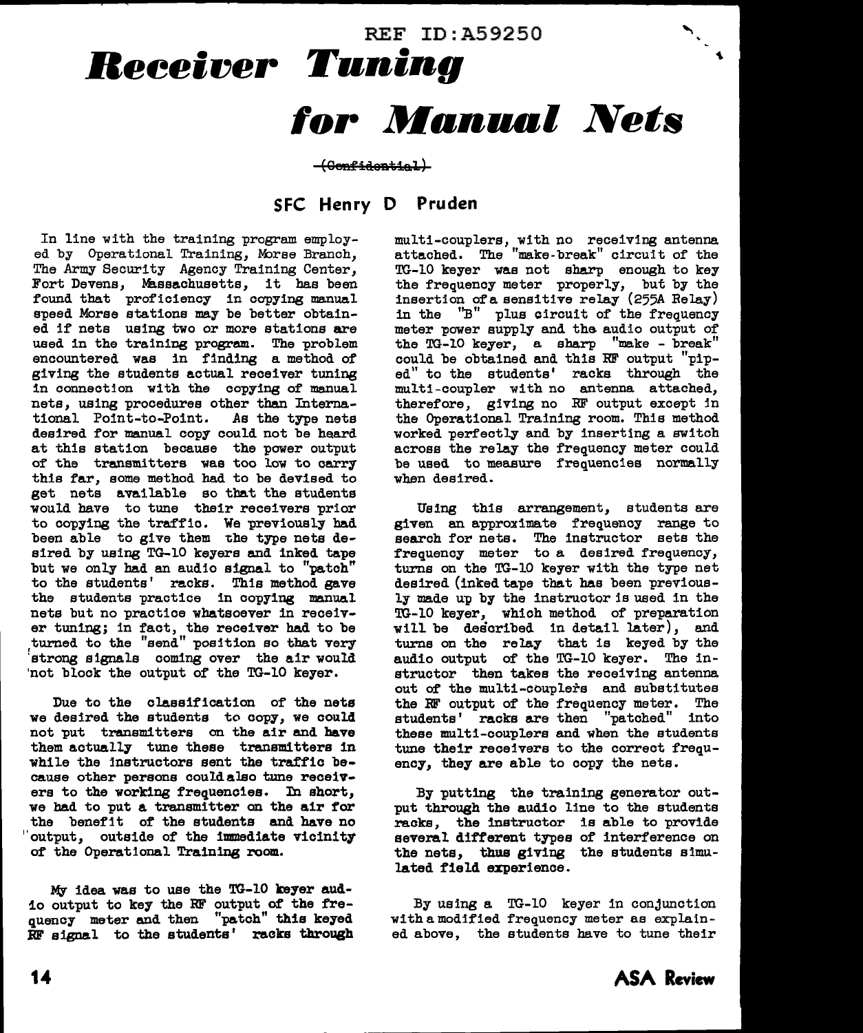# *Receiver Tuning for Manual Nets*

~~(Confidential)~~

## SFC Henry D Pruden

In line with the training program employed by Operational Training, Morse Branch, The Army Security Agency Training Center, Fort Devens, Massachusetts, it has been found that proficiency in copying manual speed Morse stations may be better obtained if nets using two or more stations are used in the training program. The problem encountered was in finding a method of giving the students actual receiver tuning in connection with the copying of manual nets, using procedures other than International Point-to-Point. As the type nets desired for manual copy could not be heard at this station because the power output of the transmitters was too low to carry this far, some method had to be devised to get nets available so that the students would have to tune their receivers prior to copying the traffic. We previously had been able to give them the type nets desired by using TG-10 keyers and inked tape but we only had an audio signal to "patch" to the students' racks. This method gave the students practice in copying manual nets but no practice whatsoever in receiver tuning; in fact, the receiver had to be turned to the "send" position so that very strong signals coming over the air would not block the output of the TG-10 keyer.

Due to the classification of the nets we desired the students to copy, we could not put transmitters on the air and have them actually tune these transmitters in while the instructors sent the traffic because other persons could also tune receivers to the working frequencies. In short, we had to put a transmitter on the air for the benefit of the students and have no output, outside of the immediate vicinity of the Operational Training room.

My idea was to use the TG-10 keyer audio output to key the RF output of the frequency meter and then "patch" this keyed RF signal to the students' racks through multi-couplers, with no receiving antenna attached. The "make-break" circuit of the TG-10 keyer was not sharp enough to key the frequency meter properly, but by the insertion of a sensitive relay (255A Relay) in the "B" plus circuit of the frequency meter power supply and the audio output of the TG-10 keyer, a sharp "make - break" could be obtained and this RF output "piped" to the students' racks through the multi-coupler with no antenna attached, therefore, giving no RF output except in the Operational Training room. This method worked perfectly and by inserting a switch across the relay the frequency meter could be used to measure frequencies normally when desired.

Using this arrangement, students are given an approximate frequency range to search for nets. The instructor sets the frequency meter to a desired frequency, turns on the TG-10 keyer with the type net desired (inked tape that has been previously made up by the instructor is used in the TG-10 keyer, which method of preparation will be described in detail later), and turns on the relay that is keyed by the audio output of the TG-10 keyer. The instructor then takes the receiving antenna out of the multi-couplers and substitutes the RF output of the frequency meter. The students' racks are then "patched" into these multi-couplers and when the students tune their receivers to the correct frequency, they are able to copy the nets.

By putting the training generator output through the audio line to the students racks, the instructor is able to provide several different types of interference on the nets, thus giving the students simulated field experience.

By using a TG-10 keyer in conjunction with a modified frequency meter as explained above, the students have to tune their